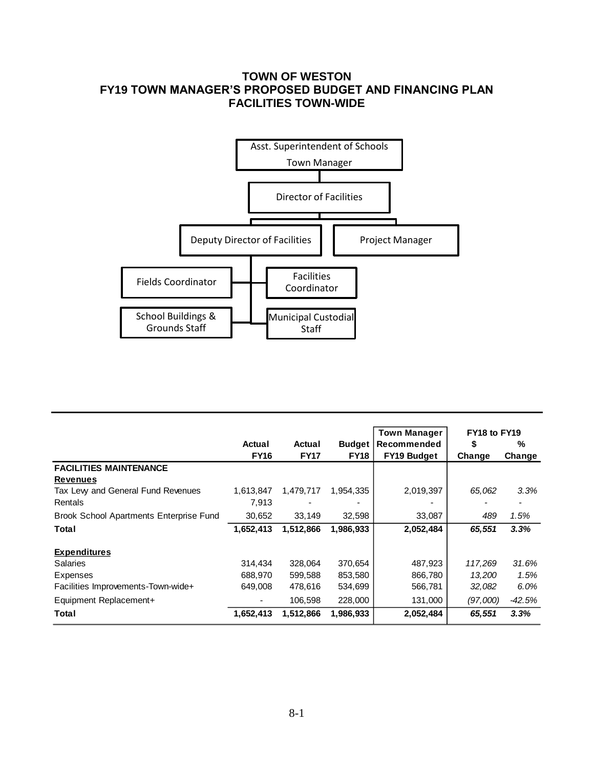# TOWN OF WESTON
## FY19 TOWN MANAGER'S PROPOSED BUDGET AND FINANCING PLAN
## FACILITIES TOWN-WIDE

Asst. Superintendent of Schools
Town Manager

Director of Facilities

Deputy Director of Facilities

Project Manager

Fields Coordinator

Facilities Coordinator

School Buildings & Grounds Staff

Municipal Custodial Staff

| | Actual FY16 | Actual FY17 | Budget FY18 | Town Manager Recommended FY19 Budget | FY18 to FY19 $ Change | FY18 to FY19 % Change |
|---|---|---|---|---|---|---|
| **FACILITIES MAINTENANCE** | | | | | | |
| **Revenues** | | | | | | |
| Tax Levy and General Fund Revenues | 1,613,847 | 1,479,717 | 1,954,335 | 2,019,397 | *65,062* | *3.3%* |
| Rentals | 7,913 | - | - | - | - | - |
| Brook School Apartments Enterprise Fund | 30,652 | 33,149 | 32,598 | 33,087 | *489* | *1.5%* |
| **Total** | **1,652,413** | **1,512,866** | **1,986,933** | **2,052,484** | ***65,551*** | ***3.3%*** |
| **Expenditures** | | | | | | |
| Salaries | 314,434 | 328,064 | 370,654 | 487,923 | *117,269* | *31.6%* |
| Expenses | 688,970 | 599,588 | 853,580 | 866,780 | *13,200* | *1.5%* |
| Facilities Improvements-Town-wide+ | 649,008 | 478,616 | 534,699 | 566,781 | *32,082* | *6.0%* |
| Equipment Replacement+ | - | 106,598 | 228,000 | 131,000 | *(97,000)* | *-42.5%* |
| **Total** | **1,652,413** | **1,512,866** | **1,986,933** | **2,052,484** | ***65,551*** | ***3.3%*** |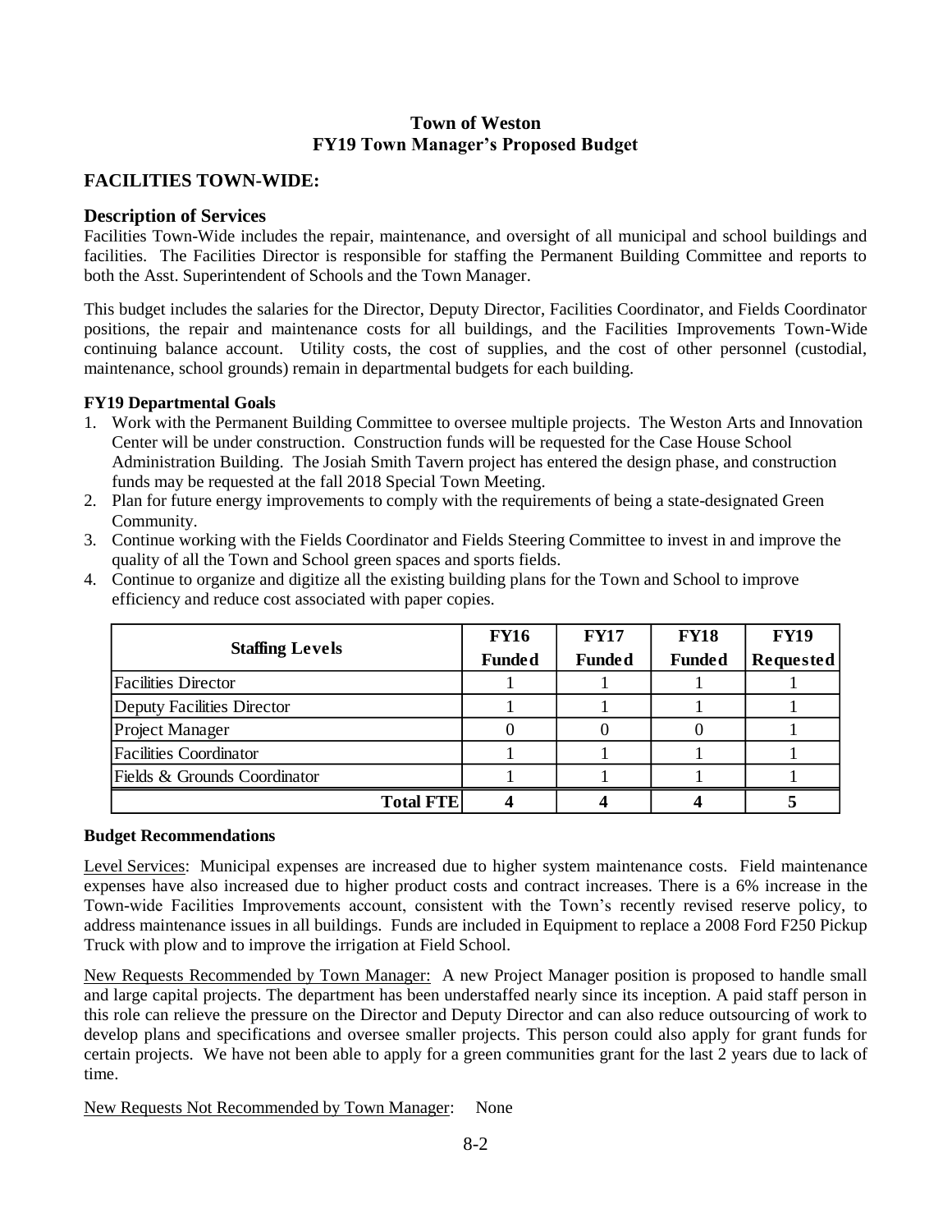# Town of Weston
## FY19 Town Manager's Proposed Budget

## FACILITIES TOWN-WIDE:

### Description of Services

Facilities Town-Wide includes the repair, maintenance, and oversight of all municipal and school buildings and facilities. The Facilities Director is responsible for staffing the Permanent Building Committee and reports to both the Asst. Superintendent of Schools and the Town Manager.

This budget includes the salaries for the Director, Deputy Director, Facilities Coordinator, and Fields Coordinator positions, the repair and maintenance costs for all buildings, and the Facilities Improvements Town-Wide continuing balance account. Utility costs, the cost of supplies, and the cost of other personnel (custodial, maintenance, school grounds) remain in departmental budgets for each building.

**FY19 Departmental Goals**

1. Work with the Permanent Building Committee to oversee multiple projects. The Weston Arts and Innovation Center will be under construction. Construction funds will be requested for the Case House School Administration Building. The Josiah Smith Tavern project has entered the design phase, and construction funds may be requested at the fall 2018 Special Town Meeting.
2. Plan for future energy improvements to comply with the requirements of being a state-designated Green Community.
3. Continue working with the Fields Coordinator and Fields Steering Committee to invest in and improve the quality of all the Town and School green spaces and sports fields.
4. Continue to organize and digitize all the existing building plans for the Town and School to improve efficiency and reduce cost associated with paper copies.

| Staffing Levels | FY16 Funded | FY17 Funded | FY18 Funded | FY19 Requested |
|---|---|---|---|---|
| Facilities Director | 1 | 1 | 1 | 1 |
| Deputy Facilities Director | 1 | 1 | 1 | 1 |
| Project Manager | 0 | 0 | 0 | 1 |
| Facilities Coordinator | 1 | 1 | 1 | 1 |
| Fields & Grounds Coordinator | 1 | 1 | 1 | 1 |
| **Total FTE** | **4** | **4** | **4** | **5** |

**Budget Recommendations**

Level Services: Municipal expenses are increased due to higher system maintenance costs. Field maintenance expenses have also increased due to higher product costs and contract increases. There is a 6% increase in the Town-wide Facilities Improvements account, consistent with the Town's recently revised reserve policy, to address maintenance issues in all buildings. Funds are included in Equipment to replace a 2008 Ford F250 Pickup Truck with plow and to improve the irrigation at Field School.

New Requests Recommended by Town Manager: A new Project Manager position is proposed to handle small and large capital projects. The department has been understaffed nearly since its inception. A paid staff person in this role can relieve the pressure on the Director and Deputy Director and can also reduce outsourcing of work to develop plans and specifications and oversee smaller projects. This person could also apply for grant funds for certain projects. We have not been able to apply for a green communities grant for the last 2 years due to lack of time.

New Requests Not Recommended by Town Manager: None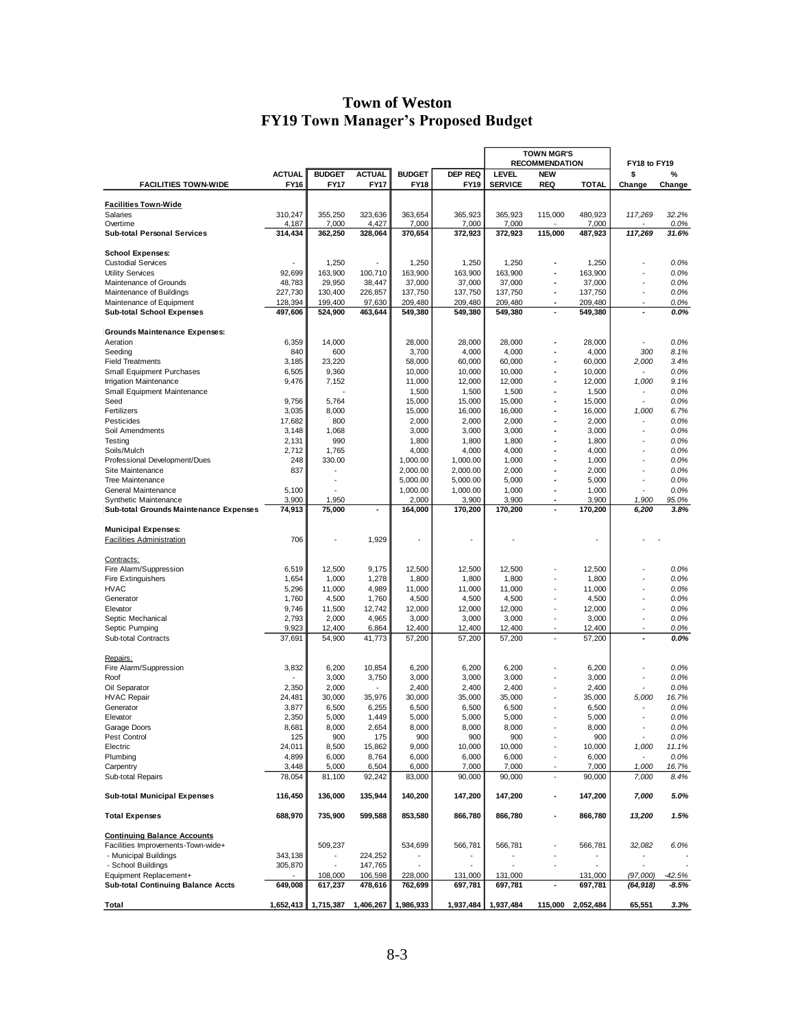# Town of Weston
## FY19 Town Manager's Proposed Budget

| FACILITIES TOWN-WIDE | ACTUAL FY16 | BUDGET FY17 | ACTUAL FY17 | BUDGET FY18 | DEP REQ FY19 | TOWN MGR'S RECOMMENDATION LEVEL SERVICE | NEW REQ | TOTAL | FY18 to FY19 $ Change | % Change |
|---|---|---|---|---|---|---|---|---|---|---|
| **Facilities Town-Wide** | | | | | | | | | | |
| Salaries | 310,247 | 355,250 | 323,636 | 363,654 | 365,923 | 365,923 | 115,000 | 480,923 | *117,269* | *32.2%* |
| Overtime | 4,187 | 7,000 | 4,427 | 7,000 | 7,000 | 7,000 | - | 7,000 | - | *0.0%* |
| **Sub-total Personal Services** | **314,434** | **362,250** | **328,064** | **370,654** | **372,923** | **372,923** | **115,000** | **487,923** | ***117,269*** | ***31.6%*** |
| **School Expenses:** | | | | | | | | | | |
| Custodial Services | - | 1,250 | - | 1,250 | 1,250 | 1,250 | - | 1,250 | - | *0.0%* |
| Utility Services | 92,699 | 163,900 | 100,710 | 163,900 | 163,900 | 163,900 | - | 163,900 | - | *0.0%* |
| Maintenance of Grounds | 48,783 | 29,950 | 38,447 | 37,000 | 37,000 | 37,000 | - | 37,000 | - | *0.0%* |
| Maintenance of Buildings | 227,730 | 130,400 | 226,857 | 137,750 | 137,750 | 137,750 | - | 137,750 | - | *0.0%* |
| Maintenance of Equipment | 128,394 | 199,400 | 97,630 | 209,480 | 209,480 | 209,480 | - | 209,480 | - | *0.0%* |
| **Sub-total School Expenses** | **497,606** | **524,900** | **463,644** | **549,380** | **549,380** | **549,380** | **-** | **549,380** | **-** | ***0.0%*** |
| **Grounds Maintenance Expenses:** | | | | | | | | | | |
| Aeration | 6,359 | 14,000 | | 28,000 | 28,000 | 28,000 | - | 28,000 | - | *0.0%* |
| Seeding | 840 | 600 | | 3,700 | 4,000 | 4,000 | - | 4,000 | *300* | *8.1%* |
| Field Treatments | 3,185 | 23,220 | | 58,000 | 60,000 | 60,000 | - | 60,000 | *2,000* | *3.4%* |
| Small Equipment Purchases | 6,505 | 9,360 | | 10,000 | 10,000 | 10,000 | - | 10,000 | - | *0.0%* |
| Irrigation Maintenance | 9,476 | 7,152 | | 11,000 | 12,000 | 12,000 | - | 12,000 | *1,000* | *9.1%* |
| Small Equipment Maintenance | | - | | 1,500 | 1,500 | 1,500 | - | 1,500 | - | *0.0%* |
| Seed | 9,756 | 5,764 | | 15,000 | 15,000 | 15,000 | - | 15,000 | - | *0.0%* |
| Fertilizers | 3,035 | 8,000 | | 15,000 | 16,000 | 16,000 | - | 16,000 | *1,000* | *6.7%* |
| Pesticides | 17,682 | 800 | | 2,000 | 2,000 | 2,000 | - | 2,000 | - | *0.0%* |
| Soil Amendments | 3,148 | 1,068 | | 3,000 | 3,000 | 3,000 | - | 3,000 | - | *0.0%* |
| Testing | 2,131 | 990 | | 1,800 | 1,800 | 1,800 | - | 1,800 | - | *0.0%* |
| Soils/Mulch | 2,712 | 1,765 | | 4,000 | 4,000 | 4,000 | - | 4,000 | - | *0.0%* |
| Professional Development/Dues | 248 | 330.00 | | 1,000.00 | 1,000.00 | 1,000 | - | 1,000 | - | *0.0%* |
| Site Maintenance | 837 | - | | 2,000.00 | 2,000.00 | 2,000 | - | 2,000 | - | *0.0%* |
| Tree Maintenance | | - | | 5,000.00 | 5,000.00 | 5,000 | - | 5,000 | - | *0.0%* |
| General Maintenance | 5,100 | - | | 1,000.00 | 1,000.00 | 1,000 | - | 1,000 | - | *0.0%* |
| Synthetic Maintenance | 3,900 | 1,950 | | 2,000 | 3,900 | 3,900 | - | 3,900 | *1,900* | *95.0%* |
| **Sub-total Grounds Maintenance Expenses** | **74,913** | **75,000** | **-** | **164,000** | **170,200** | **170,200** | **-** | **170,200** | ***6,200*** | ***3.8%*** |
| **Municipal Expenses:** | | | | | | | | | | |
| Facilities Administration | 706 | - | 1,929 | - | - | - | | - | - | - |
| Contracts: | | | | | | | | | | |
| Fire Alarm/Suppression | 6,519 | 12,500 | 9,175 | 12,500 | 12,500 | 12,500 | - | 12,500 | - | *0.0%* |
| Fire Extinguishers | 1,654 | 1,000 | 1,278 | 1,800 | 1,800 | 1,800 | - | 1,800 | - | *0.0%* |
| HVAC | 5,296 | 11,000 | 4,989 | 11,000 | 11,000 | 11,000 | - | 11,000 | - | *0.0%* |
| Generator | 1,760 | 4,500 | 1,760 | 4,500 | 4,500 | 4,500 | - | 4,500 | - | *0.0%* |
| Elevator | 9,746 | 11,500 | 12,742 | 12,000 | 12,000 | 12,000 | - | 12,000 | - | *0.0%* |
| Septic Mechanical | 2,793 | 2,000 | 4,965 | 3,000 | 3,000 | 3,000 | - | 3,000 | - | *0.0%* |
| Septic Pumping | 9,923 | 12,400 | 6,864 | 12,400 | 12,400 | 12,400 | - | 12,400 | - | *0.0%* |
| Sub-total Contracts | 37,691 | 54,900 | 41,773 | 57,200 | 57,200 | 57,200 | - | 57,200 | **-** | ***0.0%*** |
| Repairs: | | | | | | | | | | |
| Fire Alarm/Suppression | 3,832 | 6,200 | 10,854 | 6,200 | 6,200 | 6,200 | - | 6,200 | - | *0.0%* |
| Roof | - | 3,000 | 3,750 | 3,000 | 3,000 | 3,000 | - | 3,000 | - | *0.0%* |
| Oil Separator | 2,350 | 2,000 | - | 2,400 | 2,400 | 2,400 | - | 2,400 | - | *0.0%* |
| HVAC Repair | 24,481 | 30,000 | 35,976 | 30,000 | 35,000 | 35,000 | - | 35,000 | *5,000* | *16.7%* |
| Generator | 3,877 | 6,500 | 6,255 | 6,500 | 6,500 | 6,500 | - | 6,500 | - | *0.0%* |
| Elevator | 2,350 | 5,000 | 1,449 | 5,000 | 5,000 | 5,000 | - | 5,000 | - | *0.0%* |
| Garage Doors | 8,681 | 8,000 | 2,654 | 8,000 | 8,000 | 8,000 | - | 8,000 | - | *0.0%* |
| Pest Control | 125 | 900 | 175 | 900 | 900 | 900 | - | 900 | - | *0.0%* |
| Electric | 24,011 | 8,500 | 15,862 | 9,000 | 10,000 | 10,000 | - | 10,000 | *1,000* | *11.1%* |
| Plumbing | 4,899 | 6,000 | 8,764 | 6,000 | 6,000 | 6,000 | - | 6,000 | - | *0.0%* |
| Carpentry | 3,448 | 5,000 | 6,504 | 6,000 | 7,000 | 7,000 | - | 7,000 | *1,000* | *16.7%* |
| Sub-total Repairs | 78,054 | 81,100 | 92,242 | 83,000 | 90,000 | 90,000 | - | 90,000 | *7,000* | *8.4%* |
| **Sub-total Municipal Expenses** | **116,450** | **136,000** | **135,944** | **140,200** | **147,200** | **147,200** | **-** | **147,200** | ***7,000*** | ***5.0%*** |
| **Total Expenses** | **688,970** | **735,900** | **599,588** | **853,580** | **866,780** | **866,780** | **-** | **866,780** | ***13,200*** | ***1.5%*** |
| **Continuing Balance Accounts** | | | | | | | | | | |
| Facilities Improvements-Town-wide+ | | 509,237 | | 534,699 | 566,781 | 566,781 | - | 566,781 | *32,082* | *6.0%* |
| - Municipal Buildings | 343,138 | - | 224,252 | - | - | - | - | - | - | - |
| - School Buildings | 305,870 | - | 147,765 | - | - | - | - | - | - | - |
| Equipment Replacement+ | - | 108,000 | 106,598 | 228,000 | 131,000 | 131,000 | | 131,000 | *(97,000)* | *-42.5%* |
| **Sub-total Continuing Balance Accts** | **649,008** | **617,237** | **478,616** | **762,699** | **697,781** | **697,781** | **-** | **697,781** | ***(64,918)*** | ***-8.5%*** |
| **Total** | **1,652,413** | **1,715,387** | **1,406,267** | **1,986,933** | **1,937,484** | **1,937,484** | **115,000** | **2,052,484** | **65,551** | ***3.3%*** |